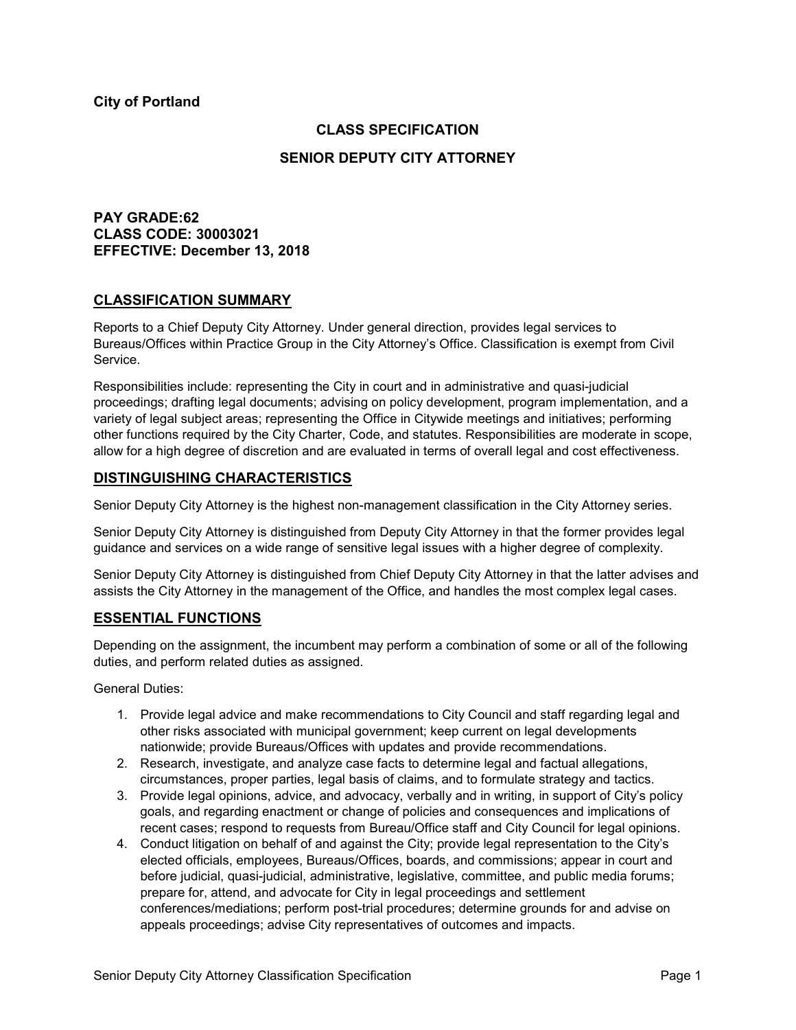**City of Portland**

## CLASS SPECIFICATION

## SENIOR DEPUTY CITY ATTORNEY

**PAY GRADE:62**
**CLASS CODE: 30003021**
**EFFECTIVE: December 13, 2018**

## CLASSIFICATION SUMMARY

Reports to a Chief Deputy City Attorney. Under general direction, provides legal services to Bureaus/Offices within Practice Group in the City Attorney's Office. Classification is exempt from Civil Service.

Responsibilities include: representing the City in court and in administrative and quasi-judicial proceedings; drafting legal documents; advising on policy development, program implementation, and a variety of legal subject areas; representing the Office in Citywide meetings and initiatives; performing other functions required by the City Charter, Code, and statutes. Responsibilities are moderate in scope, allow for a high degree of discretion and are evaluated in terms of overall legal and cost effectiveness.

## DISTINGUISHING CHARACTERISTICS

Senior Deputy City Attorney is the highest non-management classification in the City Attorney series.

Senior Deputy City Attorney is distinguished from Deputy City Attorney in that the former provides legal guidance and services on a wide range of sensitive legal issues with a higher degree of complexity.

Senior Deputy City Attorney is distinguished from Chief Deputy City Attorney in that the latter advises and assists the City Attorney in the management of the Office, and handles the most complex legal cases.

## ESSENTIAL FUNCTIONS

Depending on the assignment, the incumbent may perform a combination of some or all of the following duties, and perform related duties as assigned.

General Duties:

1. Provide legal advice and make recommendations to City Council and staff regarding legal and other risks associated with municipal government; keep current on legal developments nationwide; provide Bureaus/Offices with updates and provide recommendations.
2. Research, investigate, and analyze case facts to determine legal and factual allegations, circumstances, proper parties, legal basis of claims, and to formulate strategy and tactics.
3. Provide legal opinions, advice, and advocacy, verbally and in writing, in support of City's policy goals, and regarding enactment or change of policies and consequences and implications of recent cases; respond to requests from Bureau/Office staff and City Council for legal opinions.
4. Conduct litigation on behalf of and against the City; provide legal representation to the City's elected officials, employees, Bureaus/Offices, boards, and commissions; appear in court and before judicial, quasi-judicial, administrative, legislative, committee, and public media forums; prepare for, attend, and advocate for City in legal proceedings and settlement conferences/mediations; perform post-trial procedures; determine grounds for and advise on appeals proceedings; advise City representatives of outcomes and impacts.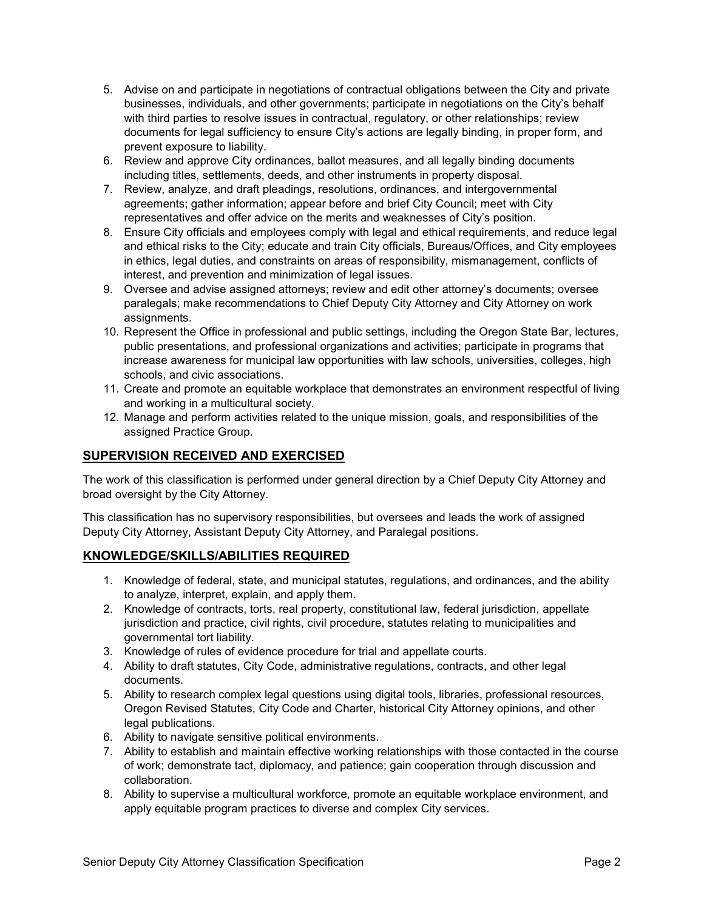5. Advise on and participate in negotiations of contractual obligations between the City and private businesses, individuals, and other governments; participate in negotiations on the City's behalf with third parties to resolve issues in contractual, regulatory, or other relationships; review documents for legal sufficiency to ensure City's actions are legally binding, in proper form, and prevent exposure to liability.
6. Review and approve City ordinances, ballot measures, and all legally binding documents including titles, settlements, deeds, and other instruments in property disposal.
7. Review, analyze, and draft pleadings, resolutions, ordinances, and intergovernmental agreements; gather information; appear before and brief City Council; meet with City representatives and offer advice on the merits and weaknesses of City's position.
8. Ensure City officials and employees comply with legal and ethical requirements, and reduce legal and ethical risks to the City; educate and train City officials, Bureaus/Offices, and City employees in ethics, legal duties, and constraints on areas of responsibility, mismanagement, conflicts of interest, and prevention and minimization of legal issues.
9. Oversee and advise assigned attorneys; review and edit other attorney's documents; oversee paralegals; make recommendations to Chief Deputy City Attorney and City Attorney on work assignments.
10. Represent the Office in professional and public settings, including the Oregon State Bar, lectures, public presentations, and professional organizations and activities; participate in programs that increase awareness for municipal law opportunities with law schools, universities, colleges, high schools, and civic associations.
11. Create and promote an equitable workplace that demonstrates an environment respectful of living and working in a multicultural society.
12. Manage and perform activities related to the unique mission, goals, and responsibilities of the assigned Practice Group.

## SUPERVISION RECEIVED AND EXERCISED

The work of this classification is performed under general direction by a Chief Deputy City Attorney and broad oversight by the City Attorney.

This classification has no supervisory responsibilities, but oversees and leads the work of assigned Deputy City Attorney, Assistant Deputy City Attorney, and Paralegal positions.

## KNOWLEDGE/SKILLS/ABILITIES REQUIRED

1. Knowledge of federal, state, and municipal statutes, regulations, and ordinances, and the ability to analyze, interpret, explain, and apply them.
2. Knowledge of contracts, torts, real property, constitutional law, federal jurisdiction, appellate jurisdiction and practice, civil rights, civil procedure, statutes relating to municipalities and governmental tort liability.
3. Knowledge of rules of evidence procedure for trial and appellate courts.
4. Ability to draft statutes, City Code, administrative regulations, contracts, and other legal documents.
5. Ability to research complex legal questions using digital tools, libraries, professional resources, Oregon Revised Statutes, City Code and Charter, historical City Attorney opinions, and other legal publications.
6. Ability to navigate sensitive political environments.
7. Ability to establish and maintain effective working relationships with those contacted in the course of work; demonstrate tact, diplomacy, and patience; gain cooperation through discussion and collaboration.
8. Ability to supervise a multicultural workforce, promote an equitable workplace environment, and apply equitable program practices to diverse and complex City services.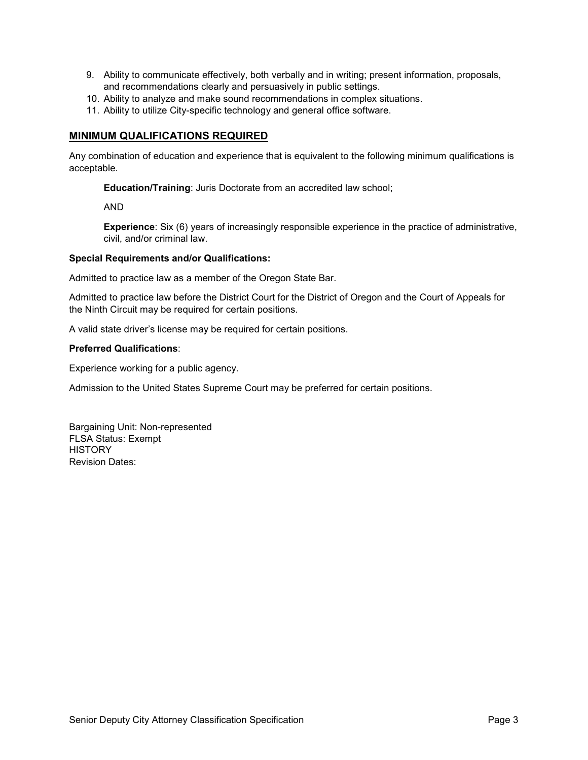9. Ability to communicate effectively, both verbally and in writing; present information, proposals, and recommendations clearly and persuasively in public settings.
10. Ability to analyze and make sound recommendations in complex situations.
11. Ability to utilize City-specific technology and general office software.

## MINIMUM QUALIFICATIONS REQUIRED

Any combination of education and experience that is equivalent to the following minimum qualifications is acceptable.

**Education/Training**: Juris Doctorate from an accredited law school;

AND

**Experience**: Six (6) years of increasingly responsible experience in the practice of administrative, civil, and/or criminal law.

**Special Requirements and/or Qualifications:**

Admitted to practice law as a member of the Oregon State Bar.

Admitted to practice law before the District Court for the District of Oregon and the Court of Appeals for the Ninth Circuit may be required for certain positions.

A valid state driver's license may be required for certain positions.

**Preferred Qualifications**:

Experience working for a public agency.

Admission to the United States Supreme Court may be preferred for certain positions.

Bargaining Unit: Non-represented
FLSA Status: Exempt
HISTORY
Revision Dates: